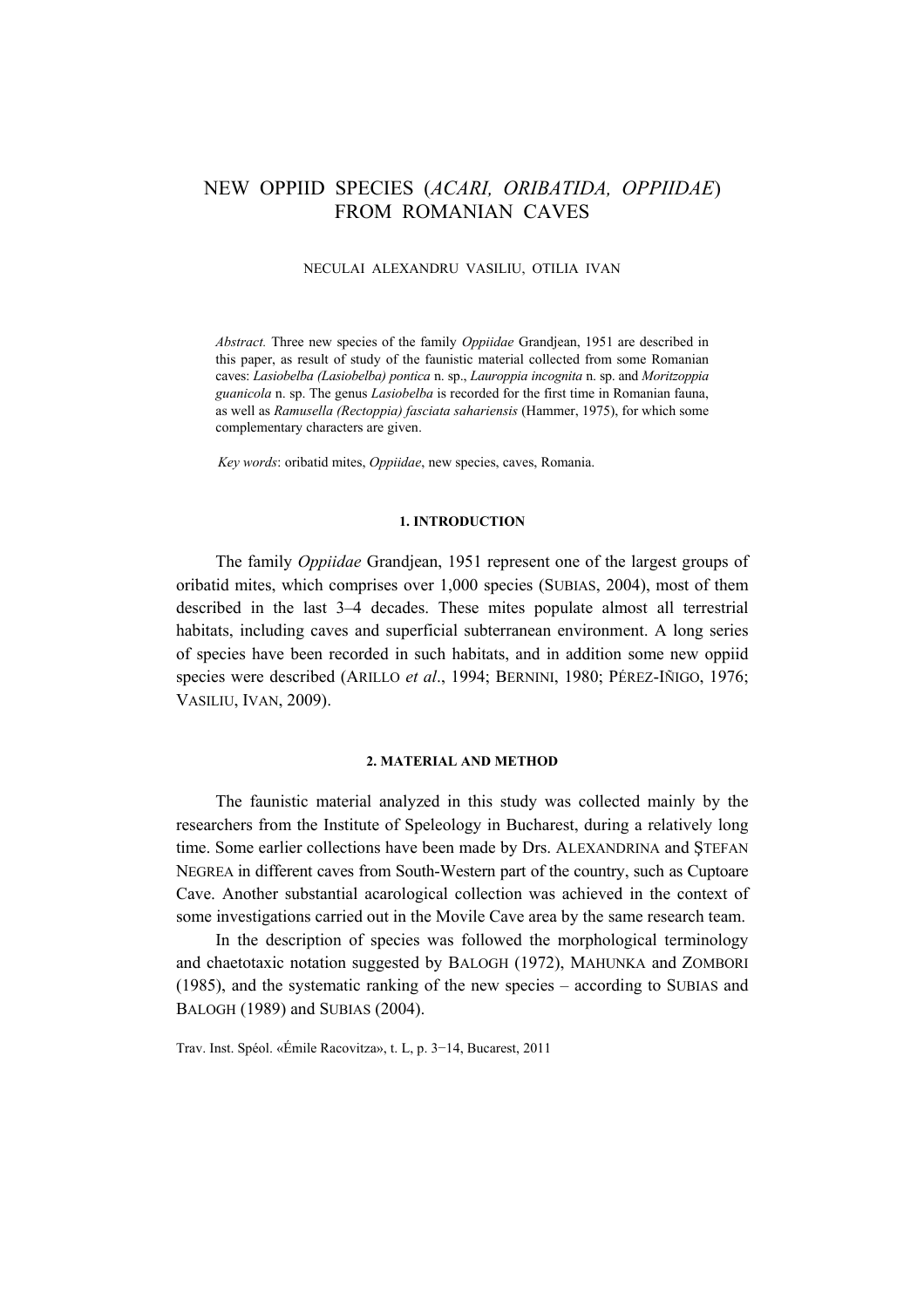# NEW OPPIID SPECIES (*ACARI, ORIBATIDA, OPPIIDAE*) FROM ROMANIAN CAVES

NECULAI ALEXANDRU VASILIU, OTILIA IVAN

*Abstract.* Three new species of the family *Oppiidae* Grandjean, 1951 are described in this paper, as result of study of the faunistic material collected from some Romanian caves: *Lasiobelba (Lasiobelba) pontica* n. sp., *Lauroppia incognita* n. sp. and *Moritzoppia guanicola* n. sp. The genus *Lasiobelba* is recorded for the first time in Romanian fauna, as well as *Ramusella (Rectoppia) fasciata sahariensis* (Hammer, 1975), for which some complementary characters are given.

*Key words*: oribatid mites, *Oppiidae*, new species, caves, Romania.

## 1. INTRODUCTION

The family *Oppiidae* Grandjean, 1951 represent one of the largest groups of oribatid mites, which comprises over 1,000 species (SUBIAS, 2004), most of them described in the last 3–4 decades. These mites populate almost all terrestrial habitats, including caves and superficial subterranean environment. A long series of species have been recorded in such habitats, and in addition some new oppiid species were described (ARILLO *et al*., 1994; BERNINI, 1980; PÉREZ-IÑIGO, 1976; VASILIU, IVAN, 2009).

## 2. MATERIAL AND METHOD

The faunistic material analyzed in this study was collected mainly by the researchers from the Institute of Speleology in Bucharest, during a relatively long time. Some earlier collections have been made by Drs. ALEXANDRINA and ŞTEFAN NEGREA in different caves from South-Western part of the country, such as Cuptoare Cave. Another substantial acarological collection was achieved in the context of some investigations carried out in the Movile Cave area by the same research team.

In the description of species was followed the morphological terminology and chaetotaxic notation suggested by BALOGH (1972), MAHUNKA and ZOMBORI (1985), and the systematic ranking of the new species – according to SUBIAS and BALOGH (1989) and SUBIAS (2004).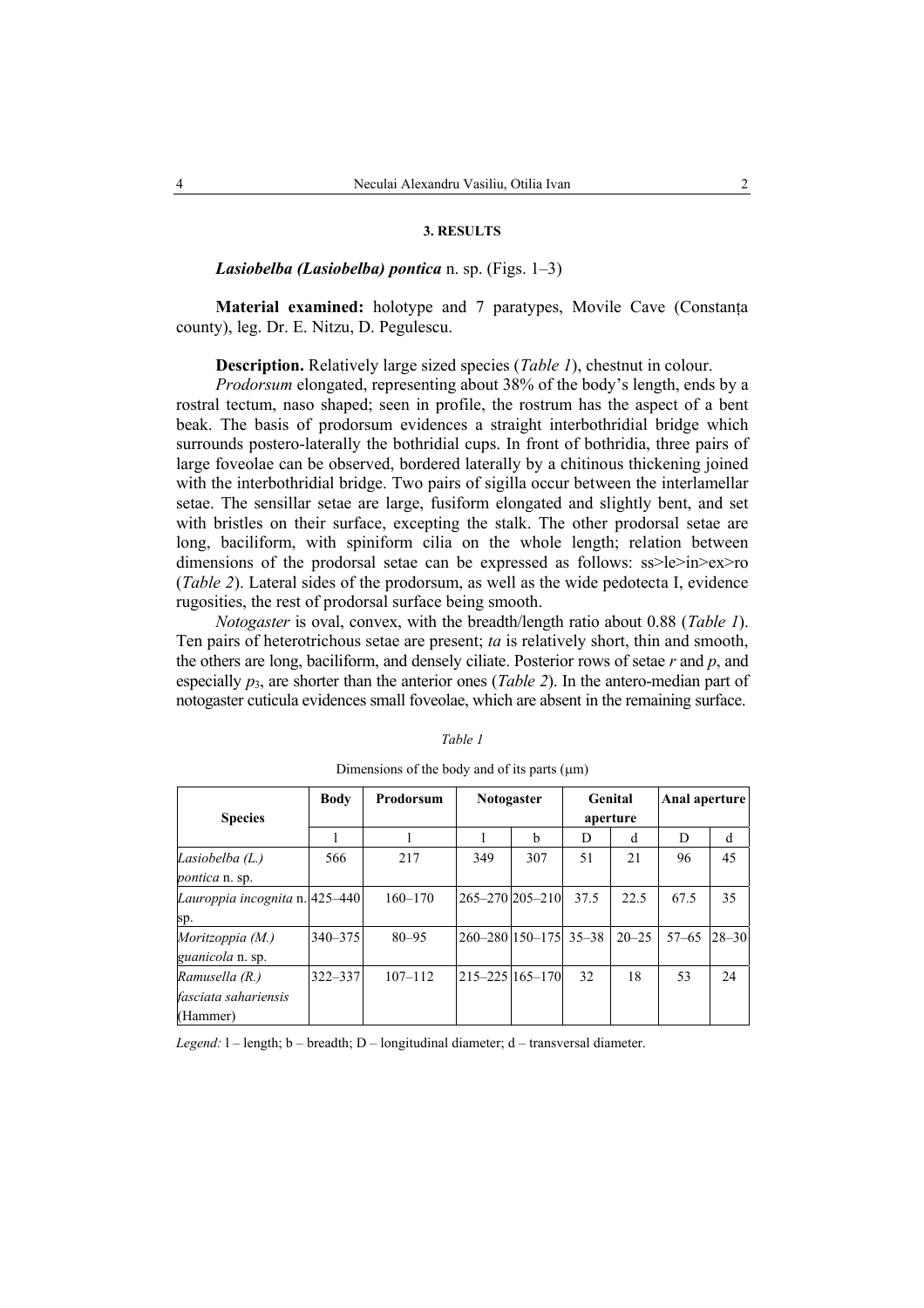### 3. RESULTS

***Lasiobelba (Lasiobelba) pontica*** n. sp. (Figs. 1–3)

**Material examined:** holotype and 7 paratypes, Movile Cave (Constanța county), leg. Dr. E. Nitzu, D. Pegulescu.

**Description.** Relatively large sized species (*Table 1*), chestnut in colour.

*Prodorsum* elongated, representing about 38% of the body's length, ends by a rostral tectum, naso shaped; seen in profile, the rostrum has the aspect of a bent beak. The basis of prodorsum evidences a straight interbothridial bridge which surrounds postero-laterally the bothridial cups. In front of bothridia, three pairs of large foveolae can be observed, bordered laterally by a chitinous thickening joined with the interbothridial bridge. Two pairs of sigilla occur between the interlamellar setae. The sensillar setae are large, fusiform elongated and slightly bent, and set with bristles on their surface, excepting the stalk. The other prodorsal setae are long, baciliform, with spiniform cilia on the whole length; relation between dimensions of the prodorsal setae can be expressed as follows: ss>le>in>ex>ro (*Table 2*). Lateral sides of the prodorsum, as well as the wide pedotecta I, evidence rugosities, the rest of prodorsal surface being smooth.

*Notogaster* is oval, convex, with the breadth/length ratio about 0.88 (*Table 1*). Ten pairs of heterotrichous setae are present; *ta* is relatively short, thin and smooth, the others are long, baciliform, and densely ciliate. Posterior rows of setae *r* and *p*, and especially $p_3$, are shorter than the anterior ones (*Table 2*). In the antero-median part of notogaster cuticula evidences small foveolae, which are absent in the remaining surface.

*Table 1*

Dimensions of the body and of its parts (μm)

| Species | Body | Prodorsum | Notogaster | | Genital aperture | | Anal aperture | |
|---|---|---|---|---|---|---|---|---|
| | l | l | l | b | D | d | D | d |
| *Lasiobelba (L.) pontica* n. sp. | 566 | 217 | 349 | 307 | 51 | 21 | 96 | 45 |
| *Lauroppia incognita* n. sp. | 425–440 | 160–170 | 265–270 | 205–210 | 37.5 | 22.5 | 67.5 | 35 |
| *Moritzoppia (M.) guanicola* n. sp. | 340–375 | 80–95 | 260–280 | 150–175 | 35–38 | 20–25 | 57–65 | 28–30 |
| *Ramusella (R.) fasciata sahariensis* (Hammer) | 322–337 | 107–112 | 215–225 | 165–170 | 32 | 18 | 53 | 24 |

*Legend:* l – length; b – breadth; D – longitudinal diameter; d – transversal diameter.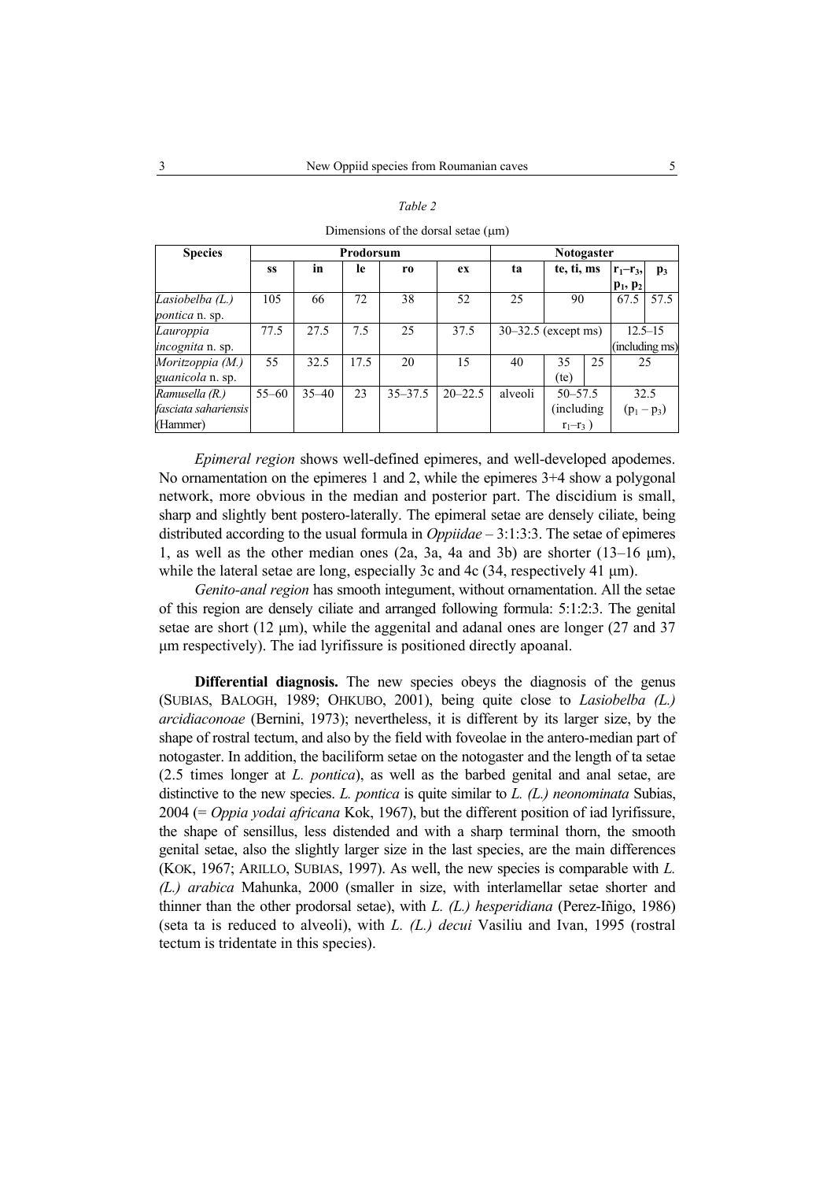*Table 2*

Dimensions of the dorsal setae (μm)

| Species | Prodorsum | | | | | Notogaster | | | | |
|---|---|---|---|---|---|---|---|---|---|---|
| | **ss** | **in** | **le** | **ro** | **ex** | **ta** | **te, ti, ms** | | **$r_1$–$r_3$, $p_1$, $p_2$** | **$p_3$** |
| *Lasiobelba (L.) pontica* n. sp. | 105 | 66 | 72 | 38 | 52 | 25 | 90 | | 67.5 | 57.5 |
| *Lauroppia incognita* n. sp. | 77.5 | 27.5 | 7.5 | 25 | 37.5 | 30–32.5 (except ms) | | | 12.5–15 (including ms) | |
| *Moritzoppia (M.) guanicola* n. sp. | 55 | 32.5 | 17.5 | 20 | 15 | 40 | 35 (te) | 25 | 25 | |
| *Ramusella (R.) fasciata sahariensis* (Hammer) | 55–60 | 35–40 | 23 | 35–37.5 | 20–22.5 | alveoli | 50–57.5 (including $r_1$–$r_3$ ) | | 32.5 ($p_1$ – $p_3$) | |

*Epimeral region* shows well-defined epimeres, and well-developed apodemes. No ornamentation on the epimeres 1 and 2, while the epimeres 3+4 show a polygonal network, more obvious in the median and posterior part. The discidium is small, sharp and slightly bent postero-laterally. The epimeral setae are densely ciliate, being distributed according to the usual formula in *Oppiidae* – 3:1:3:3. The setae of epimeres 1, as well as the other median ones (2a, 3a, 4a and 3b) are shorter (13–16 μm), while the lateral setae are long, especially 3c and 4c (34, respectively 41 μm).

*Genito-anal region* has smooth integument, without ornamentation. All the setae of this region are densely ciliate and arranged following formula: 5:1:2:3. The genital setae are short (12 μm), while the aggenital and adanal ones are longer (27 and 37 μm respectively). The iad lyrifissure is positioned directly apoanal.

**Differential diagnosis.** The new species obeys the diagnosis of the genus (SUBIAS, BALOGH, 1989; OHKUBO, 2001), being quite close to *Lasiobelba (L.) arcidiaconoae* (Bernini, 1973); nevertheless, it is different by its larger size, by the shape of rostral tectum, and also by the field with foveolae in the antero-median part of notogaster. In addition, the baciliform setae on the notogaster and the length of ta setae (2.5 times longer at *L. pontica*), as well as the barbed genital and anal setae, are distinctive to the new species. *L. pontica* is quite similar to *L. (L.) neonominata* Subias, 2004 (= *Oppia yodai africana* Kok, 1967), but the different position of iad lyrifissure, the shape of sensillus, less distended and with a sharp terminal thorn, the smooth genital setae, also the slightly larger size in the last species, are the main differences (KOK, 1967; ARILLO, SUBIAS, 1997). As well, the new species is comparable with *L. (L.) arabica* Mahunka, 2000 (smaller in size, with interlamellar setae shorter and thinner than the other prodorsal setae), with *L. (L.) hesperidiana* (Perez-Iñigo, 1986) (seta ta is reduced to alveoli), with *L. (L.) decui* Vasiliu and Ivan, 1995 (rostral tectum is tridentate in this species).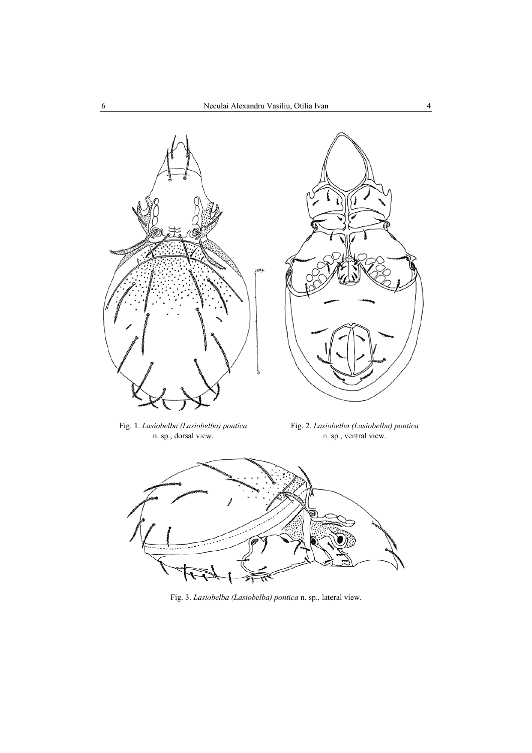Fig. 1. *Lasiobelba (Lasiobelba) pontica* n. sp., dorsal view.

Fig. 2. *Lasiobelba (Lasiobelba) pontica* n. sp., ventral view.

Fig. 3. *Lasiobelba (Lasiobelba) pontica* n. sp., lateral view.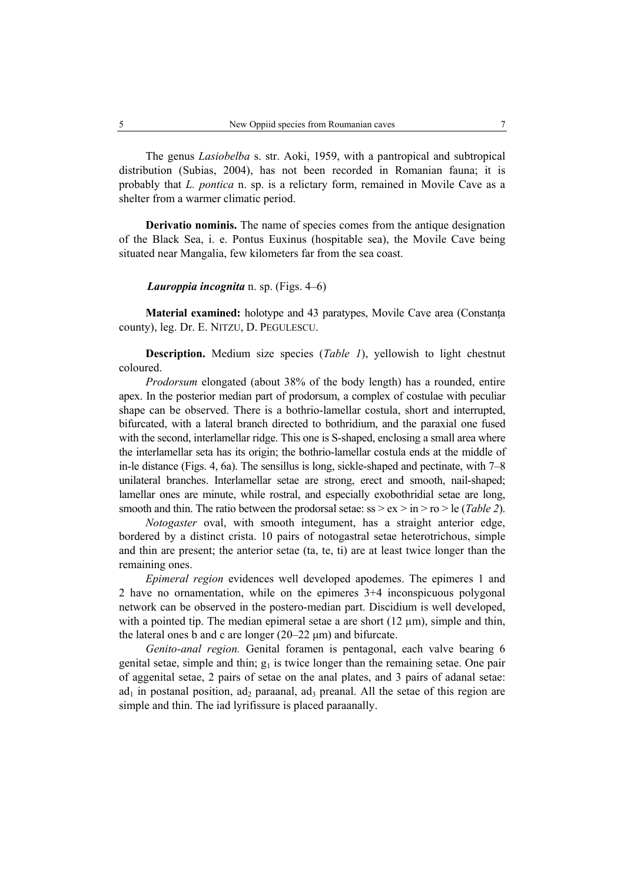The genus *Lasiobelba* s. str. Aoki, 1959, with a pantropical and subtropical distribution (Subias, 2004), has not been recorded in Romanian fauna; it is probably that *L. pontica* n. sp. is a relictary form, remained in Movile Cave as a shelter from a warmer climatic period.

**Derivatio nominis.** The name of species comes from the antique designation of the Black Sea, i. e. Pontus Euxinus (hospitable sea), the Movile Cave being situated near Mangalia, few kilometers far from the sea coast.

***Lauroppia incognita*** **n. sp. (Figs. 4–6)**

**Material examined:** holotype and 43 paratypes, Movile Cave area (Constanța county), leg. Dr. E. NITZU, D. PEGULESCU.

**Description.** Medium size species (*Table 1*), yellowish to light chestnut coloured.

*Prodorsum* elongated (about 38% of the body length) has a rounded, entire apex. In the posterior median part of prodorsum, a complex of costulae with peculiar shape can be observed. There is a bothrio-lamellar costula, short and interrupted, bifurcated, with a lateral branch directed to bothridium, and the paraxial one fused with the second, interlamellar ridge. This one is S-shaped, enclosing a small area where the interlamellar seta has its origin; the bothrio-lamellar costula ends at the middle of in-le distance (Figs. 4, 6a). The sensillus is long, sickle-shaped and pectinate, with 7–8 unilateral branches. Interlamellar setae are strong, erect and smooth, nail-shaped; lamellar ones are minute, while rostral, and especially exobothridial setae are long, smooth and thin. The ratio between the prodorsal setae: ss > ex > in > ro > le (*Table 2*).

*Notogaster* oval, with smooth integument, has a straight anterior edge, bordered by a distinct crista. 10 pairs of notogastral setae heterotrichous, simple and thin are present; the anterior setae (ta, te, ti) are at least twice longer than the remaining ones.

*Epimeral region* evidences well developed apodemes. The epimeres 1 and 2 have no ornamentation, while on the epimeres 3+4 inconspicuous polygonal network can be observed in the postero-median part. Discidium is well developed, with a pointed tip. The median epimeral setae a are short (12 µm), simple and thin, the lateral ones b and c are longer (20–22 µm) and bifurcate.

*Genito-anal region.* Genital foramen is pentagonal, each valve bearing 6 genital setae, simple and thin; $g_1$ is twice longer than the remaining setae. One pair of aggenital setae, 2 pairs of setae on the anal plates, and 3 pairs of adanal setae: $ad_1$ in postanal position, $ad_2$ paraanal, $ad_3$ preanal. All the setae of this region are simple and thin. The iad lyrifissure is placed paraanally.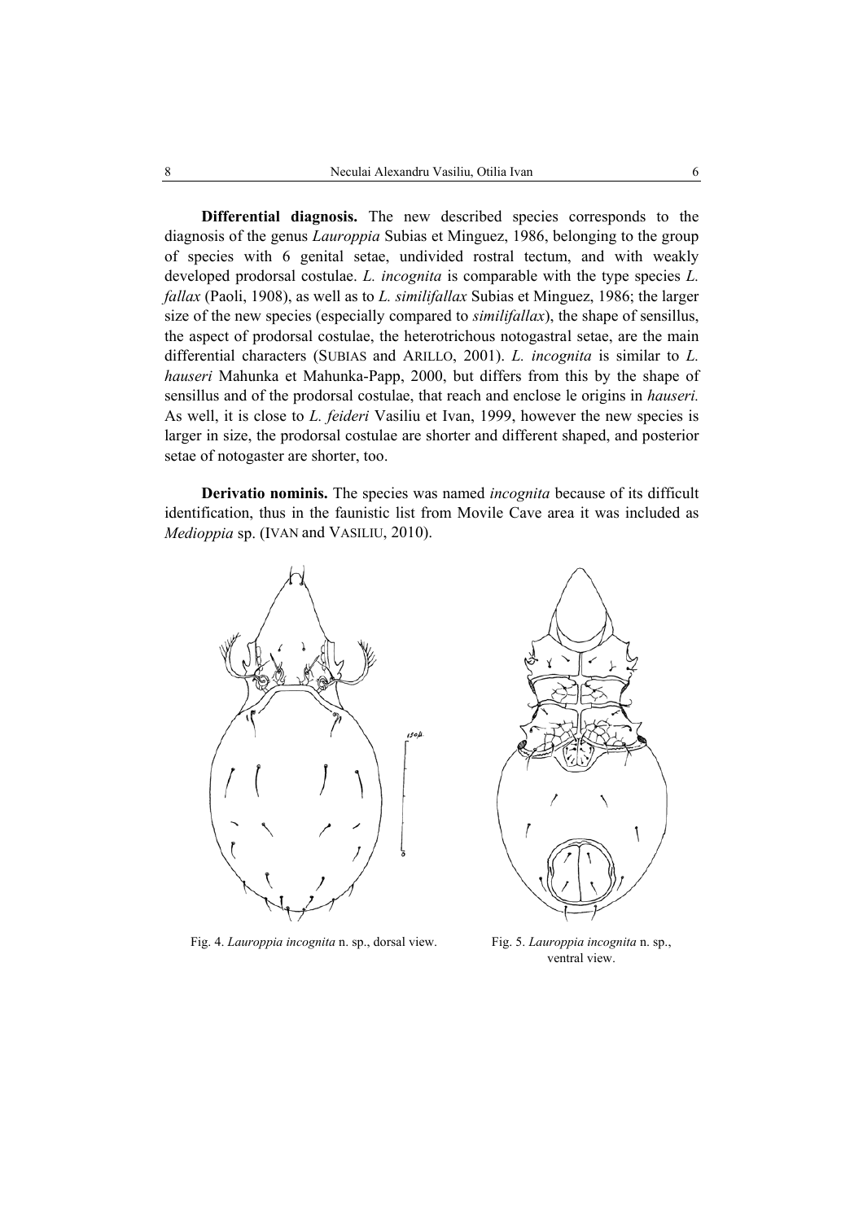**Differential diagnosis.** The new described species corresponds to the diagnosis of the genus *Lauroppia* Subias et Minguez, 1986, belonging to the group of species with 6 genital setae, undivided rostral tectum, and with weakly developed prodorsal costulae. *L. incognita* is comparable with the type species *L. fallax* (Paoli, 1908), as well as to *L. similifallax* Subias et Minguez, 1986; the larger size of the new species (especially compared to *similifallax*), the shape of sensillus, the aspect of prodorsal costulae, the heterotrichous notogastral setae, are the main differential characters (SUBIAS and ARILLO, 2001). *L. incognita* is similar to *L. hauseri* Mahunka et Mahunka-Papp, 2000, but differs from this by the shape of sensillus and of the prodorsal costulae, that reach and enclose le origins in *hauseri.* As well, it is close to *L. feideri* Vasiliu et Ivan, 1999, however the new species is larger in size, the prodorsal costulae are shorter and different shaped, and posterior setae of notogaster are shorter, too.

**Derivatio nominis.** The species was named *incognita* because of its difficult identification, thus in the faunistic list from Movile Cave area it was included as *Medioppia* sp. (IVAN and VASILIU, 2010).

Fig. 4. *Lauroppia incognita* n. sp., dorsal view.

Fig. 5. *Lauroppia incognita* n. sp., ventral view.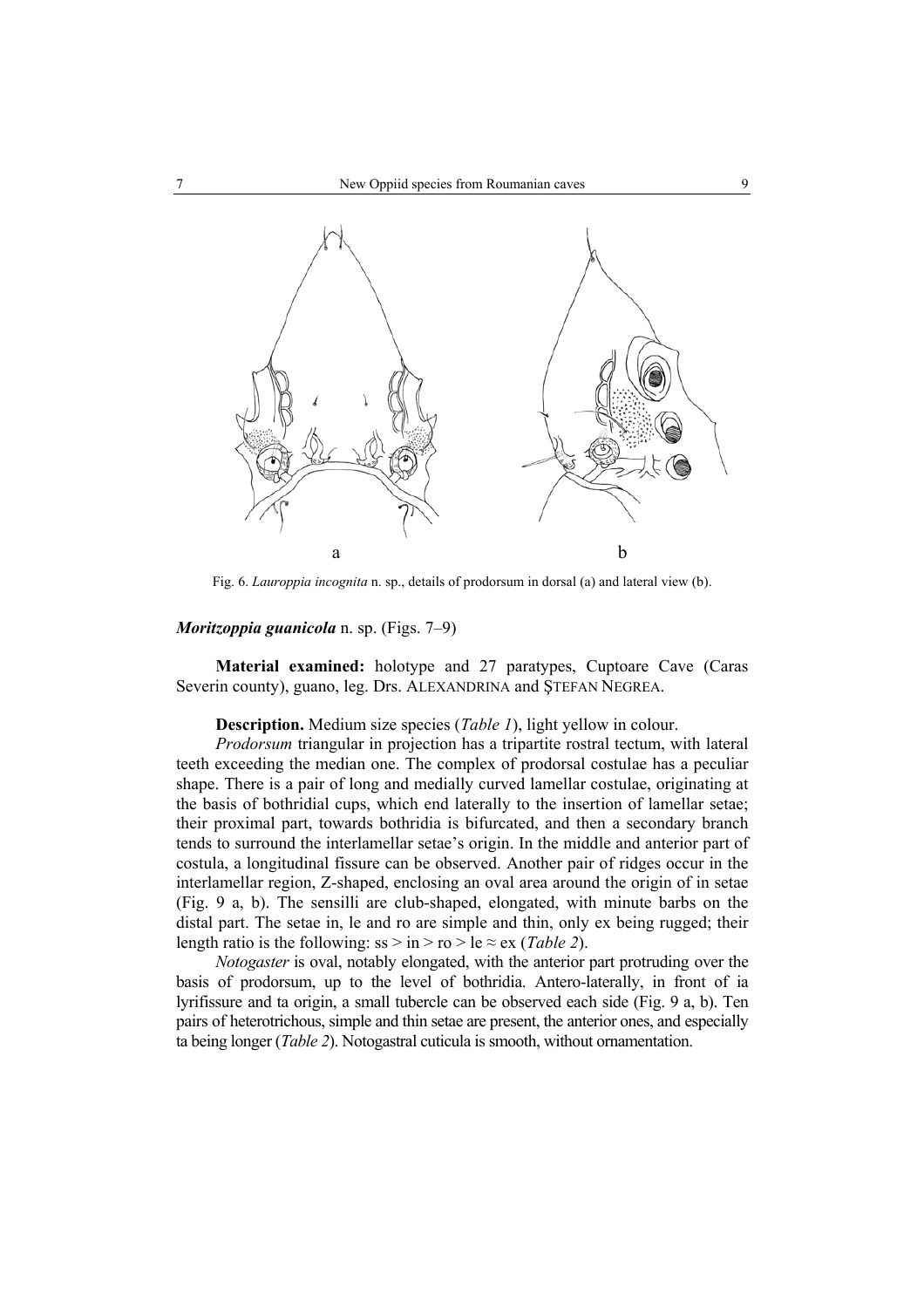Fig. 6. *Lauroppia incognita* n. sp., details of prodorsum in dorsal (a) and lateral view (b).

***Moritzoppia guanicola*** **n. sp.** (Figs. 7–9)

**Material examined:** holotype and 27 paratypes, Cuptoare Cave (Caras Severin county), guano, leg. Drs. ALEXANDRINA and ŞTEFAN NEGREA.

**Description.** Medium size species (*Table 1*), light yellow in colour.

*Prodorsum* triangular in projection has a tripartite rostral tectum, with lateral teeth exceeding the median one. The complex of prodorsal costulae has a peculiar shape. There is a pair of long and medially curved lamellar costulae, originating at the basis of bothridial cups, which end laterally to the insertion of lamellar setae; their proximal part, towards bothridia is bifurcated, and then a secondary branch tends to surround the interlamellar setae's origin. In the middle and anterior part of costula, a longitudinal fissure can be observed. Another pair of ridges occur in the interlamellar region, Z-shaped, enclosing an oval area around the origin of in setae (Fig. 9 a, b). The sensilli are club-shaped, elongated, with minute barbs on the distal part. The setae in, le and ro are simple and thin, only ex being rugged; their length ratio is the following: ss > in > ro > le ≈ ex (*Table 2*).

*Notogaster* is oval, notably elongated, with the anterior part protruding over the basis of prodorsum, up to the level of bothridia. Antero-laterally, in front of ia lyrifissure and ta origin, a small tubercle can be observed each side (Fig. 9 a, b). Ten pairs of heterotrichous, simple and thin setae are present, the anterior ones, and especially ta being longer (*Table 2*). Notogastral cuticula is smooth, without ornamentation.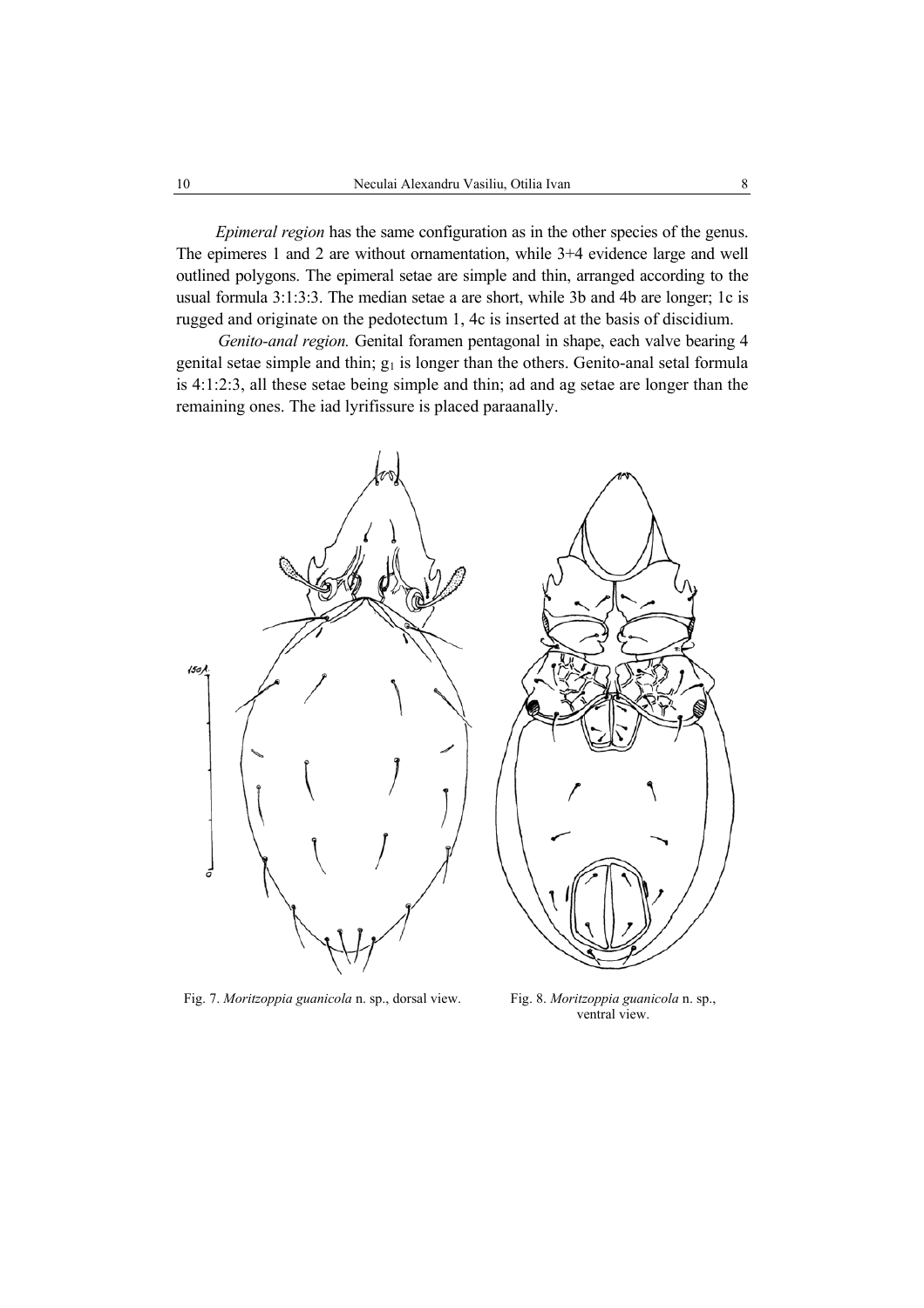*Epimeral region* has the same configuration as in the other species of the genus. The epimeres 1 and 2 are without ornamentation, while 3+4 evidence large and well outlined polygons. The epimeral setae are simple and thin, arranged according to the usual formula 3:1:3:3. The median setae a are short, while 3b and 4b are longer; 1c is rugged and originate on the pedotectum 1, 4c is inserted at the basis of discidium.

*Genito-anal region.* Genital foramen pentagonal in shape, each valve bearing 4 genital setae simple and thin; $g_1$ is longer than the others. Genito-anal setal formula is 4:1:2:3, all these setae being simple and thin; ad and ag setae are longer than the remaining ones. The iad lyrifissure is placed paraanally.

Fig. 7. *Moritzoppia guanicola* n. sp., dorsal view.

Fig. 8. *Moritzoppia guanicola* n. sp., ventral view.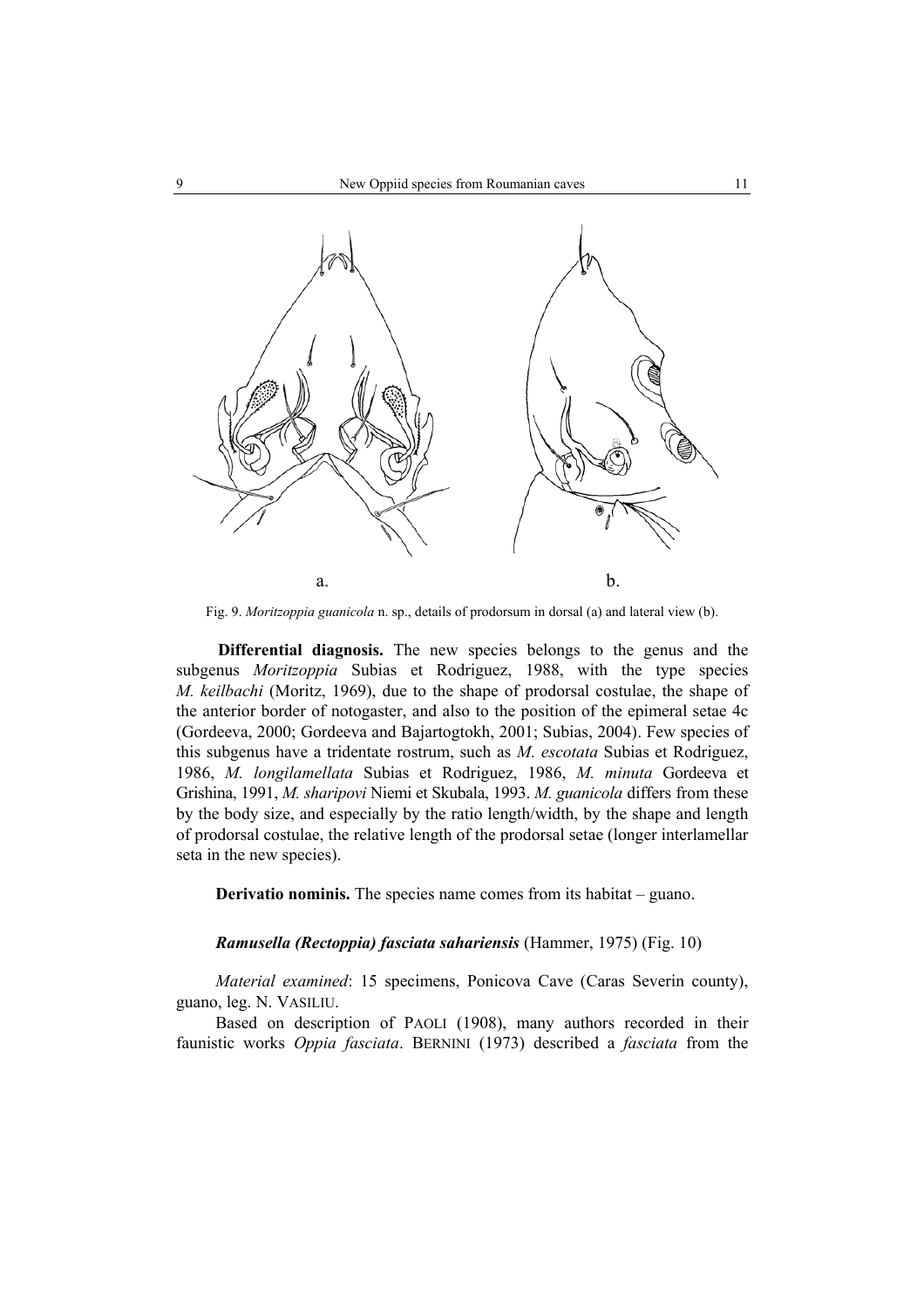Fig. 9. *Moritzoppia guanicola* n. sp., details of prodorsum in dorsal (a) and lateral view (b).

**Differential diagnosis.** The new species belongs to the genus and the subgenus *Moritzoppia* Subias et Rodriguez, 1988, with the type species *M. keilbachi* (Moritz, 1969), due to the shape of prodorsal costulae, the shape of the anterior border of notogaster, and also to the position of the epimeral setae 4c (Gordeeva, 2000; Gordeeva and Bajartogtokh, 2001; Subias, 2004). Few species of this subgenus have a tridentate rostrum, such as *M. escotata* Subias et Rodriguez, 1986, *M. longilamellata* Subias et Rodriguez, 1986, *M. minuta* Gordeeva et Grishina, 1991, *M. sharipovi* Niemi et Skubala, 1993. *M. guanicola* differs from these by the body size, and especially by the ratio length/width, by the shape and length of prodorsal costulae, the relative length of the prodorsal setae (longer interlamellar seta in the new species).

**Derivatio nominis.** The species name comes from its habitat – guano.

***Ramusella (Rectoppia) fasciata sahariensis*** **(Hammer, 1975) (Fig. 10)**

*Material examined*: 15 specimens, Ponicova Cave (Caras Severin county), guano, leg. N. VASILIU.

Based on description of PAOLI (1908), many authors recorded in their faunistic works *Oppia fasciata*. BERNINI (1973) described a *fasciata* from the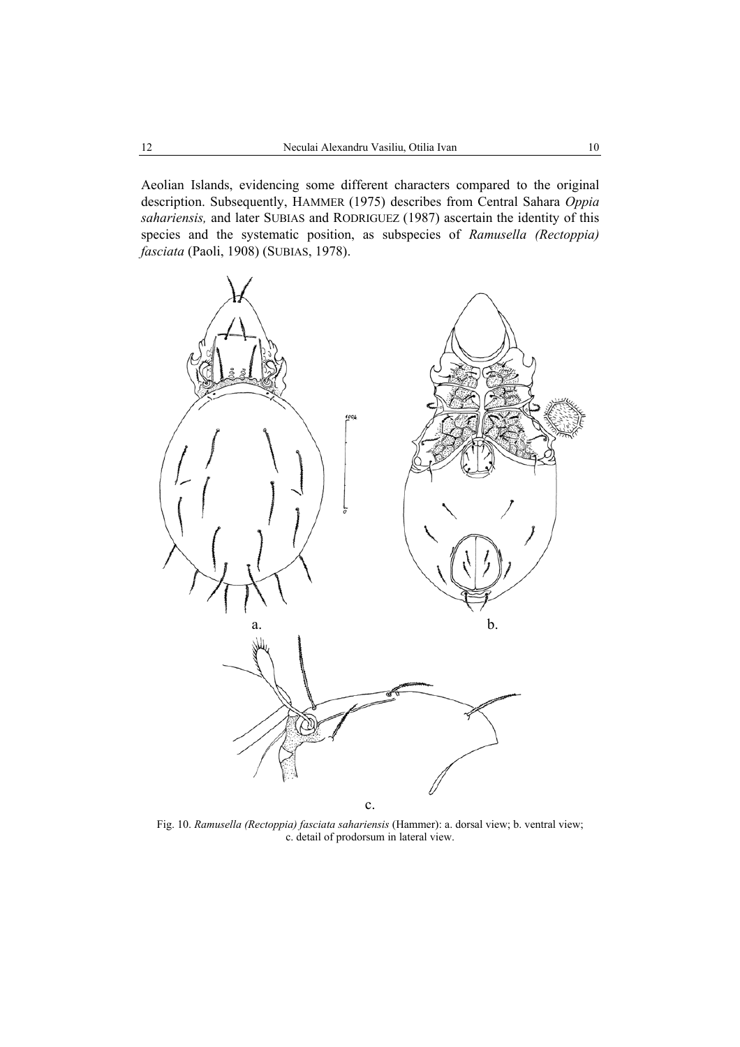Aeolian Islands, evidencing some different characters compared to the original description. Subsequently, HAMMER (1975) describes from Central Sahara *Oppia sahariensis,* and later SUBIAS and RODRIGUEZ (1987) ascertain the identity of this species and the systematic position, as subspecies of *Ramusella (Rectoppia) fasciata* (Paoli, 1908) (SUBIAS, 1978).

Fig. 10. *Ramusella (Rectoppia) fasciata sahariensis* (Hammer): a. dorsal view; b. ventral view; c. detail of prodorsum in lateral view.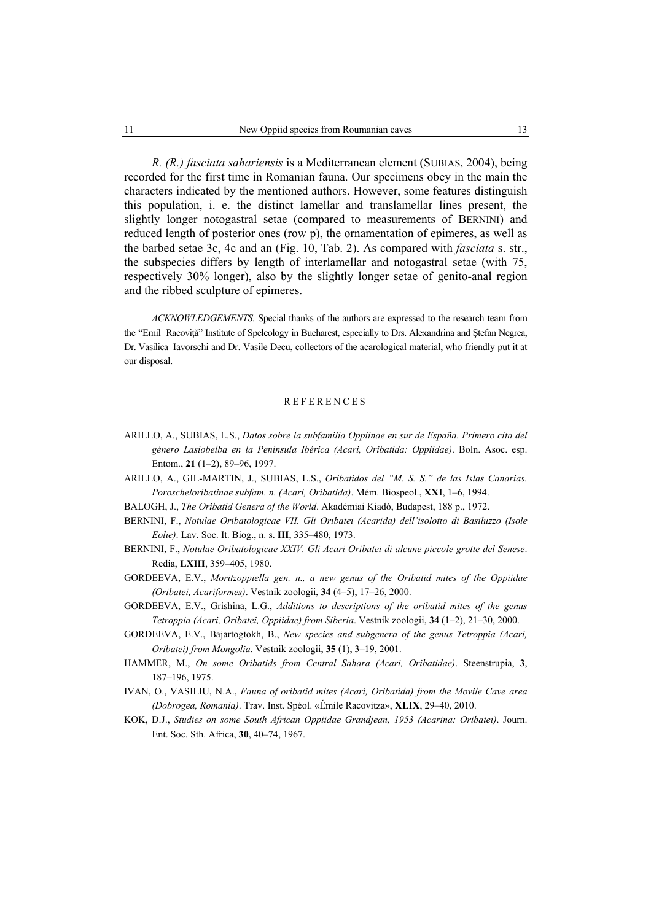*R. (R.) fasciata sahariensis* is a Mediterranean element (SUBIAS, 2004), being recorded for the first time in Romanian fauna. Our specimens obey in the main the characters indicated by the mentioned authors. However, some features distinguish this population, i. e. the distinct lamellar and translamellar lines present, the slightly longer notogastral setae (compared to measurements of BERNINI) and reduced length of posterior ones (row p), the ornamentation of epimeres, as well as the barbed setae 3c, 4c and an (Fig. 10, Tab. 2). As compared with *fasciata* s. str., the subspecies differs by length of interlamellar and notogastral setae (with 75, respectively 30% longer), also by the slightly longer setae of genito-anal region and the ribbed sculpture of epimeres.

*ACKNOWLEDGEMENTS.* Special thanks of the authors are expressed to the research team from the "Emil Racoviță" Institute of Speleology in Bucharest, especially to Drs. Alexandrina and Ștefan Negrea, Dr. Vasilica Iavorschi and Dr. Vasile Decu, collectors of the acarological material, who friendly put it at our disposal.

## REFERENCES

ARILLO, A., SUBIAS, L.S., *Datos sobre la subfamilia Oppiinae en sur de España. Primero cita del género Lasiobelba en la Peninsula Ibérica (Acari, Oribatida: Oppiidae)*. Boln. Asoc. esp. Entom., **21** (1–2), 89–96, 1997.

ARILLO, A., GIL-MARTIN, J., SUBIAS, L.S., *Oribatidos del "M. S. S." de las Islas Canarias. Poroscheloribatinae subfam. n. (Acari, Oribatida)*. Mém. Biospeol., **XXI**, 1–6, 1994.

BALOGH, J., *The Oribatid Genera of the World*. Akadémiai Kiadó, Budapest, 188 p., 1972.

BERNINI, F., *Notulae Oribatologicae VII. Gli Oribatei (Acarida) dell'isolotto di Basiluzzo (Isole Eolie)*. Lav. Soc. It. Biog., n. s. **III**, 335–480, 1973.

BERNINI, F., *Notulae Oribatologicae XXIV. Gli Acari Oribatei di alcune piccole grotte del Senese*. Redia, **LXIII**, 359–405, 1980.

GORDEEVA, E.V., *Moritzoppiella gen. n., a new genus of the Oribatid mites of the Oppiidae (Oribatei, Acariformes)*. Vestnik zoologii, **34** (4–5), 17–26, 2000.

GORDEEVA, E.V., Grishina, L.G., *Additions to descriptions of the oribatid mites of the genus Tetroppia (Acari, Oribatei, Oppiidae) from Siberia*. Vestnik zoologii, **34** (1–2), 21–30, 2000.

GORDEEVA, E.V., Bajartogtokh, B., *New species and subgenera of the genus Tetroppia (Acari, Oribatei) from Mongolia*. Vestnik zoologii, **35** (1), 3–19, 2001.

HAMMER, M., *On some Oribatids from Central Sahara (Acari, Oribatidae)*. Steenstrupia, **3**, 187–196, 1975.

IVAN, O., VASILIU, N.A., *Fauna of oribatid mites (Acari, Oribatida) from the Movile Cave area (Dobrogea, Romania)*. Trav. Inst. Spéol. «Émile Racovitza», **XLIX**, 29–40, 2010.

KOK, D.J., *Studies on some South African Oppiidae Grandjean, 1953 (Acarina: Oribatei)*. Journ. Ent. Soc. Sth. Africa, **30**, 40–74, 1967.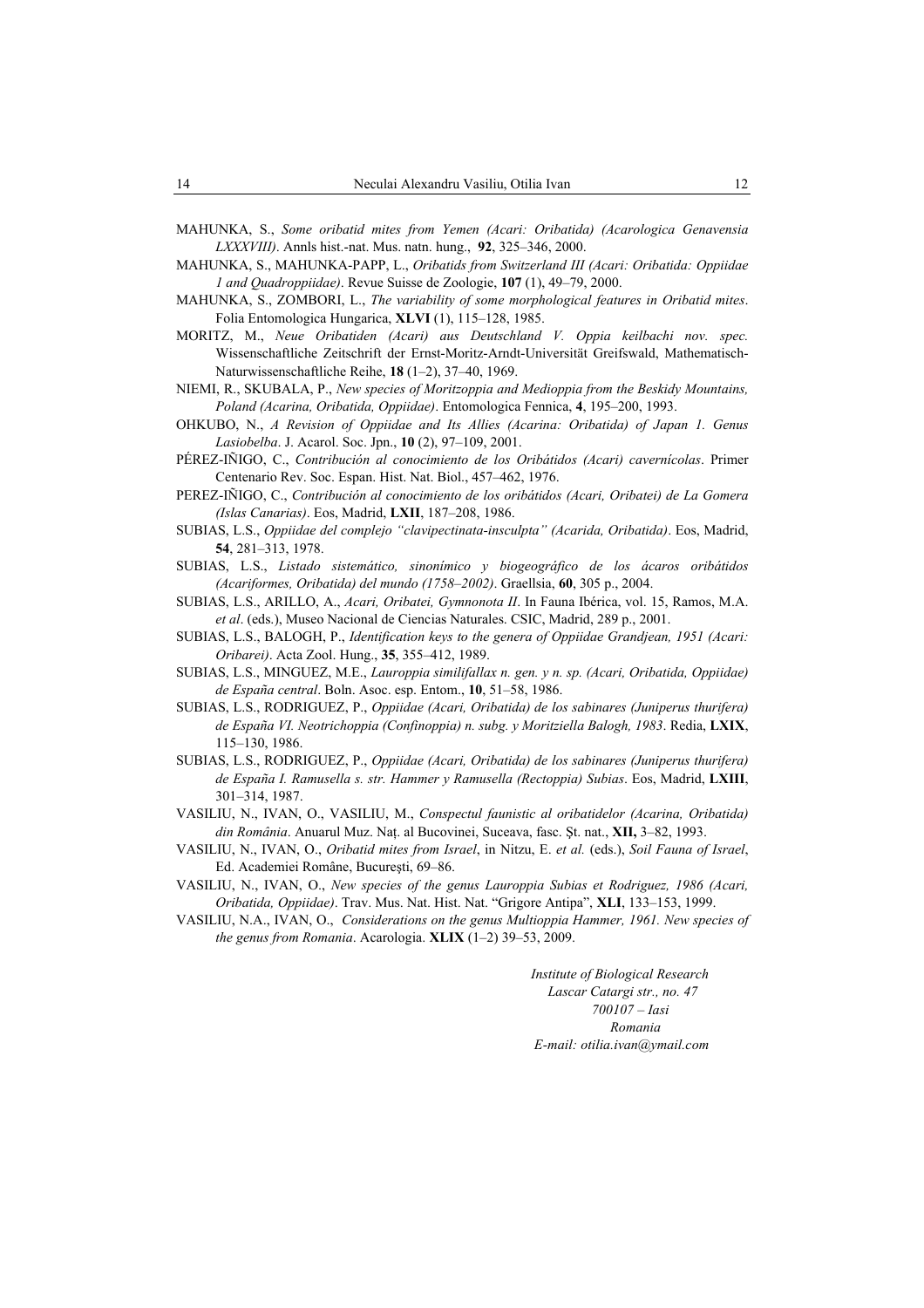MAHUNKA, S., *Some oribatid mites from Yemen (Acari: Oribatida) (Acarologica Genavensia LXXXVIII)*. Annls hist.-nat. Mus. natn. hung., **92**, 325–346, 2000.

MAHUNKA, S., MAHUNKA-PAPP, L., *Oribatids from Switzerland III (Acari: Oribatida: Oppiidae 1 and Quadroppiidae)*. Revue Suisse de Zoologie, **107** (1), 49–79, 2000.

MAHUNKA, S., ZOMBORI, L., *The variability of some morphological features in Oribatid mites*. Folia Entomologica Hungarica, **XLVI** (1), 115–128, 1985.

MORITZ, M., *Neue Oribatiden (Acari) aus Deutschland V. Oppia keilbachi nov. spec.* Wissenschaftliche Zeitschrift der Ernst-Moritz-Arndt-Universität Greifswald, Mathematisch-Naturwissenschaftliche Reihe, **18** (1–2), 37–40, 1969.

NIEMI, R., SKUBALA, P., *New species of Moritzoppia and Medioppia from the Beskidy Mountains, Poland (Acarina, Oribatida, Oppiidae)*. Entomologica Fennica, **4**, 195–200, 1993.

OHKUBO, N., *A Revision of Oppiidae and Its Allies (Acarina: Oribatida) of Japan 1. Genus Lasiobelba*. J. Acarol. Soc. Jpn., **10** (2), 97–109, 2001.

PÉREZ-IÑIGO, C., *Contribución al conocimiento de los Oribátidos (Acari) cavernícolas*. Primer Centenario Rev. Soc. Espan. Hist. Nat. Biol., 457–462, 1976.

PEREZ-IÑIGO, C., *Contribución al conocimiento de los oribátidos (Acari, Oribatei) de La Gomera (Islas Canarias)*. Eos, Madrid, **LXII**, 187–208, 1986.

SUBIAS, L.S., *Oppiidae del complejo "clavipectinata-insculpta" (Acarida, Oribatida)*. Eos, Madrid, **54**, 281–313, 1978.

SUBIAS, L.S., *Listado sistemático, sinonímico y biogeográfico de los ácaros oribátidos (Acariformes, Oribatida) del mundo (1758–2002)*. Graellsia, **60**, 305 p., 2004.

SUBIAS, L.S., ARILLO, A., *Acari, Oribatei, Gymnonota II*. In Fauna Ibérica, vol. 15, Ramos, M.A. *et al*. (eds.), Museo Nacional de Ciencias Naturales. CSIC, Madrid, 289 p., 2001.

SUBIAS, L.S., BALOGH, P., *Identification keys to the genera of Oppiidae Grandjean, 1951 (Acari: Oribarei)*. Acta Zool. Hung., **35**, 355–412, 1989.

SUBIAS, L.S., MINGUEZ, M.E., *Lauroppia similifallax n. gen. y n. sp. (Acari, Oribatida, Oppiidae) de España central*. Boln. Asoc. esp. Entom., **10**, 51–58, 1986.

SUBIAS, L.S., RODRIGUEZ, P., *Oppiidae (Acari, Oribatida) de los sabinares (Juniperus thurifera) de España VI. Neotrichoppia (Confinoppia) n. subg. y Moritziella Balogh, 1983*. Redia, **LXIX**, 115–130, 1986.

SUBIAS, L.S., RODRIGUEZ, P., *Oppiidae (Acari, Oribatida) de los sabinares (Juniperus thurifera) de España I. Ramusella s. str. Hammer y Ramusella (Rectoppia) Subias*. Eos, Madrid, **LXIII**, 301–314, 1987.

VASILIU, N., IVAN, O., VASILIU, M., *Conspectul faunistic al oribatidelor (Acarina, Oribatida) din România*. Anuarul Muz. Naț. al Bucovinei, Suceava, fasc. Şt. nat., **XII,** 3–82, 1993.

VASILIU, N., IVAN, O., *Oribatid mites from Israel*, in Nitzu, E. *et al.* (eds.), *Soil Fauna of Israel*, Ed. Academiei Române, Bucureşti, 69–86.

VASILIU, N., IVAN, O., *New species of the genus Lauroppia Subias et Rodriguez, 1986 (Acari, Oribatida, Oppiidae)*. Trav. Mus. Nat. Hist. Nat. "Grigore Antipa", **XLI**, 133–153, 1999.

VASILIU, N.A., IVAN, O., *Considerations on the genus Multioppia Hammer, 1961. New species of the genus from Romania*. Acarologia. **XLIX** (1–2) 39–53, 2009.

*Institute of Biological Research*
*Lascar Catargi str., no. 47*
*700107 – Iasi*
*Romania*
*E-mail: otilia.ivan@ymail.com*